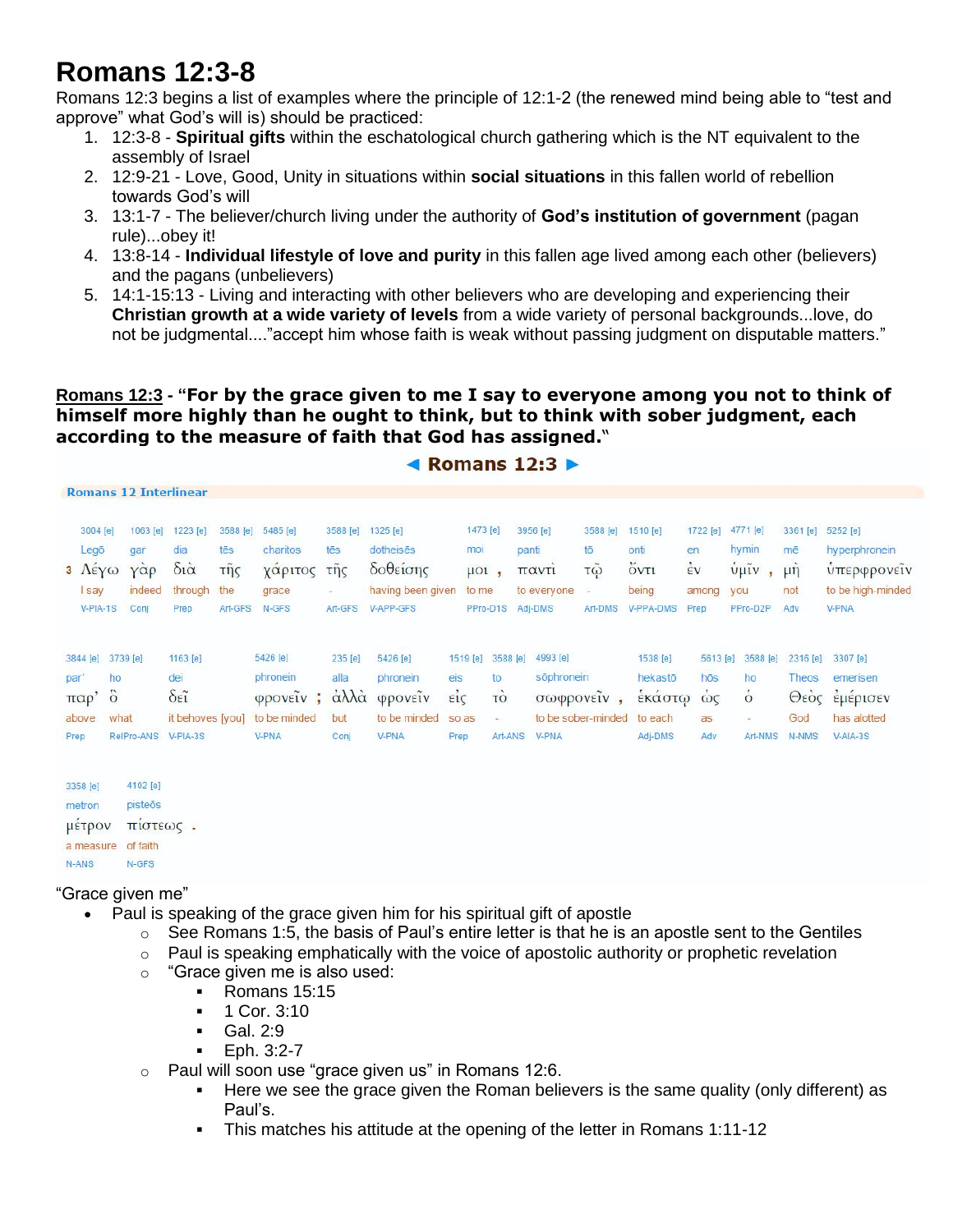# Romans 12:3-8

Romans 12:3 begins a list of examples where the principle of 12:1-2 (the renewed mind being able to "test and approve" what God's will is) should be practiced:

1. 12:3-8 - **Spiritual gifts** within the eschatological church gathering which is the NT equivalent to the assembly of Israel
2. 12:9-21 - Love, Good, Unity in situations within **social situations** in this fallen world of rebellion towards God's will
3. 13:1-7 - The believer/church living under the authority of **God's institution of government** (pagan rule)...obey it!
4. 13:8-14 - **Individual lifestyle of love and purity** in this fallen age lived among each other (believers) and the pagans (unbelievers)
5. 14:1-15:13 - Living and interacting with other believers who are developing and experiencing their **Christian growth at a wide variety of levels** from a wide variety of personal backgrounds...love, do not be judgmental...."accept him whose faith is weak without passing judgment on disputable matters."

**<u>Romans 12:3</u> - "For by the grace given to me I say to everyone among you not to think of himself more highly than he ought to think, but to think with sober judgment, each according to the measure of faith that God has assigned."**

◄ **Romans 12:3** ►

Romans 12 Interlinear

| Strong's | Translit. | Greek | English | Parsing |
|---|---|---|---|---|
| 3004 [e] | Legō | 3 Λέγω | I say | V-PIA-1S |
| 1063 [e] | gar | γὰρ | indeed | Conj |
| 1223 [e] | dia | διὰ | through | Prep |
| 3588 [e] | tēs | τῆς | the | Art-GFS |
| 5485 [e] | charitos | χάριτος | grace | N-GFS |
| 3588 [e] | tēs | τῆς | - | Art-GFS |
| 1325 [e] | dotheisēs | δοθείσης | having been given | V-APP-GFS |
| 1473 [e] | moi | μοι , | to me | PPro-D1S |
| 3956 [e] | panti | παντὶ | to everyone | Adj-DMS |
| 3588 [e] | tō | τῷ | - | Art-DMS |
| 1510 [e] | onti | ὄντι | being | V-PPA-DMS |
| 1722 [e] | en | ἐν | among | Prep |
| 4771 [e] | hymin | ὑμῖν , | you | PPro-D2P |
| 3361 [e] | mē | μὴ | not | Adv |
| 5252 [e] | hyperphronein | ὑπερφρονεῖν | to be high-minded | V-PNA |
| 3844 [e] | par' | παρ' | above | Prep |
| 3739 [e] | ho | ὃ | what | RelPro-ANS |
| 1163 [e] | dei | δεῖ | it behoves [you] | V-PIA-3S |
| 5426 [e] | phronein | φρονεῖν ; | to be minded | V-PNA |
| 235 [e] | alla | ἀλλὰ | but | Conj |
| 5426 [e] | phronein | φρονεῖν | to be minded | V-PNA |
| 1519 [e] | eis | εἰς | so as | Prep |
| 3588 [e] | to | τὸ | - | Art-ANS |
| 4993 [e] | sōphronein | σωφρονεῖν , | to be sober-minded | V-PNA |
| 1538 [e] | hekastō | ἑκάστῳ | to each | Adj-DMS |
| 5613 [e] | hōs | ὡς | as | Adv |
| 3588 [e] | ho | ὁ | - | Art-NMS |
| 2316 [e] | Theos | Θεὸς | God | N-NMS |
| 3307 [e] | emerisen | ἐμέρισεν | has alotted | V-AIA-3S |
| 3358 [e] | metron | μέτρον | a measure | N-ANS |
| 4102 [e] | pisteōs | πίστεως . | of faith | N-GFS |

"Grace given me"

- Paul is speaking of the grace given him for his spiritual gift of apostle
  - See Romans 1:5, the basis of Paul's entire letter is that he is an apostle sent to the Gentiles
  - Paul is speaking emphatically with the voice of apostolic authority or prophetic revelation
  - "Grace given me is also used:
    - Romans 15:15
    - 1 Cor. 3:10
    - Gal. 2:9
    - Eph. 3:2-7
  - Paul will soon use "grace given us" in Romans 12:6.
    - Here we see the grace given the Roman believers is the same quality (only different) as Paul's.
    - This matches his attitude at the opening of the letter in Romans 1:11-12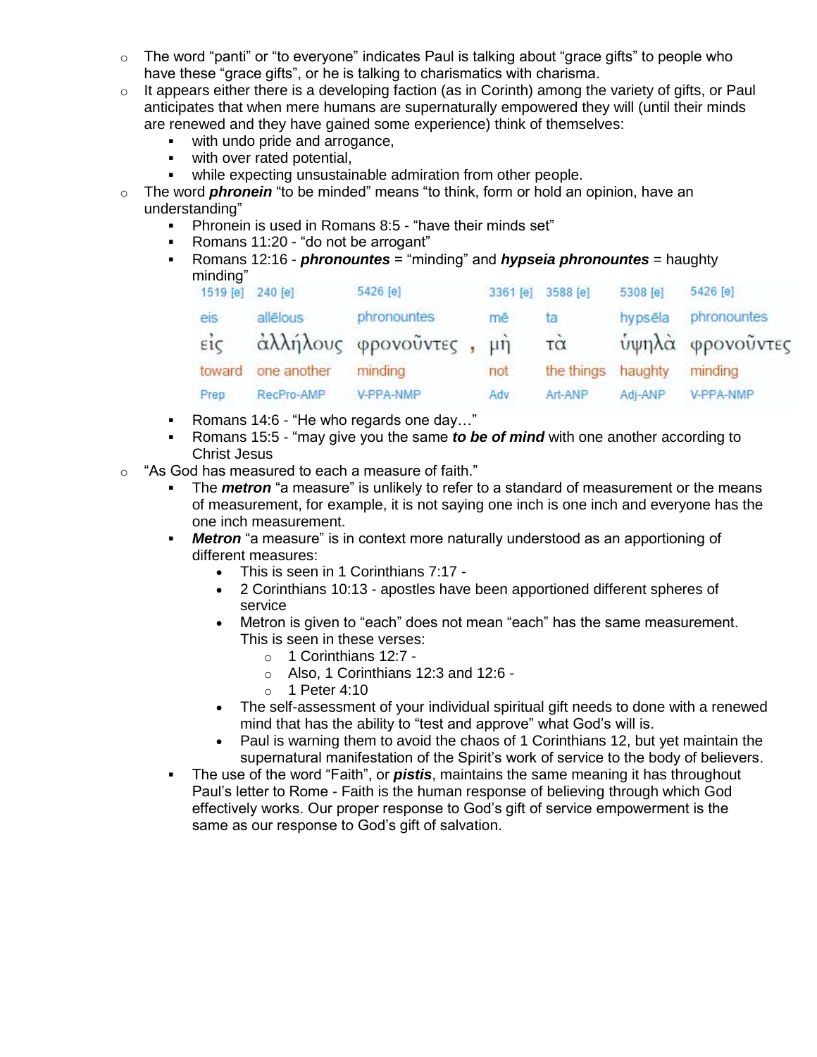- The word “panti” or “to everyone” indicates Paul is talking about “grace gifts” to people who have these “grace gifts”, or he is talking to charismatics with charisma.
- It appears either there is a developing faction (as in Corinth) among the variety of gifts, or Paul anticipates that when mere humans are supernaturally empowered they will (until their minds are renewed and they have gained some experience) think of themselves:
  - with undo pride and arrogance,
  - with over rated potential,
  - while expecting unsustainable admiration from other people.
- The word ***phronein*** “to be minded” means “to think, form or hold an opinion, have an understanding”
  - Phronein is used in Romans 8:5 - “have their minds set”
  - Romans 11:20 - “do not be arrogant”
  - Romans 12:16 - ***phronountes*** = “minding” and ***hypseia phronountes*** = haughty minding”

| 1519 [e] | 240 [e] | 5426 [e] | | 3361 [e] | 3588 [e] | 5308 [e] | 5426 [e] |
|---|---|---|---|---|---|---|---|
| eis | allēlous | phronountes | | mē | ta | hypsēla | phronountes |
| εἰς | ἀλλήλους | φρονοῦντες | , | μὴ | τὰ | ὑψηλὰ | φρονοῦντες |
| toward | one another | minding | | not | the things | haughty | minding |
| Prep | RecPro-AMP | V-PPA-NMP | | Adv | Art-ANP | Adj-ANP | V-PPA-NMP |

  - Romans 14:6 - “He who regards one day…”
  - Romans 15:5 - “may give you the same ***to be of mind*** with one another according to Christ Jesus
- “As God has measured to each a measure of faith.”
  - The ***metron*** “a measure” is unlikely to refer to a standard of measurement or the means of measurement, for example, it is not saying one inch is one inch and everyone has the one inch measurement.
  - ***Metron*** “a measure” is in context more naturally understood as an apportioning of different measures:
    - This is seen in 1 Corinthians 7:17 -
    - 2 Corinthians 10:13 - apostles have been apportioned different spheres of service
    - Metron is given to “each” does not mean “each” has the same measurement. This is seen in these verses:
      - 1 Corinthians 12:7 -
      - Also, 1 Corinthians 12:3 and 12:6 -
      - 1 Peter 4:10
    - The self-assessment of your individual spiritual gift needs to done with a renewed mind that has the ability to “test and approve” what God’s will is.
    - Paul is warning them to avoid the chaos of 1 Corinthians 12, but yet maintain the supernatural manifestation of the Spirit’s work of service to the body of believers.
  - The use of the word “Faith”, or ***pistis***, maintains the same meaning it has throughout Paul’s letter to Rome - Faith is the human response of believing through which God effectively works. Our proper response to God’s gift of service empowerment is the same as our response to God’s gift of salvation.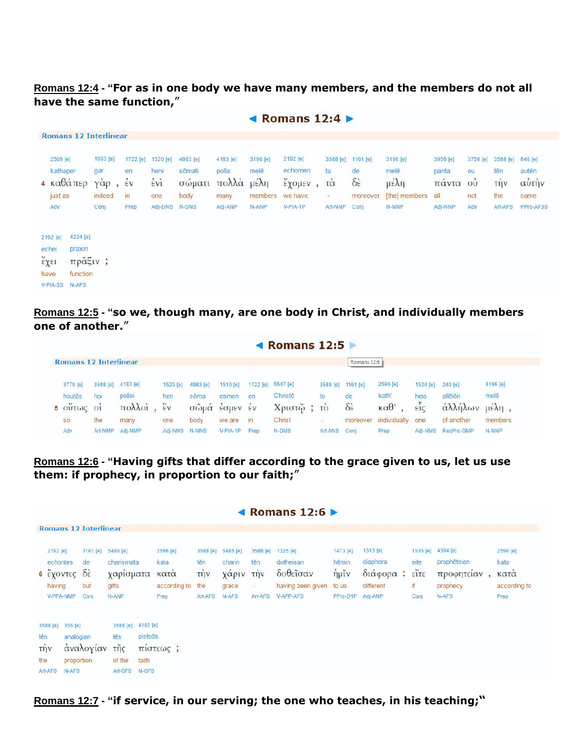**Romans 12:4** - **"For as in one body we have many members, and the members do not all have the same function,"**

## ◄ Romans 12:4 ►

**Romans 12 Interlinear**

| 2509 [e] | 1063 [e] | | 1722 [e] | 1520 [e] | 4983 [e] | 4183 [e] | 3196 [e] | 2192 [e] | | 3588 [e] | 1161 [e] | 3196 [e] | 3956 [e] | 3756 [e] | 3588 [e] | 846 [e] |
|---|---|---|---|---|---|---|---|---|---|---|---|---|---|---|---|---|
| kathaper | gar | | en | heni | sōmati | polla | melē | echomen | | ta | de | melē | panta | ou | tēn | autēn |
| 4 καθάπερ | γὰρ | , | ἐν | ἑνὶ | σώματι | πολλὰ | μέλη | ἔχομεν | , | τὰ | δὲ | μέλη | πάντα | οὐ | τὴν | αὐτὴν |
| just as | indeed | | in | one | body | many | members | we have | | - | moreover | [the] members | all | not | the | same |
| Adv | Conj | | Prep | Adj-DNS | N-DNS | Adj-ANP | N-ANP | V-PIA-1P | | Art-NNP | Conj | N-NNP | Adj-NNP | Adv | Art-AFS | PPro-AF3S |

| 2192 [e] | 4234 [e] | |
|---|---|---|
| echei | praxin | |
| ἔχει | πρᾶξιν | ; |
| have | function | |
| V-PIA-3S | N-AFS | |

**Romans 12:5** - **"so we, though many, are one body in Christ, and individually members one of another."**

## ◄ Romans 12:5 ►

**Romans 12 Interlinear**

| 3779 [e] | 3588 [e] | 4183 [e] | | 1520 [e] | 4983 [e] | 1510 [e] | 1722 [e] | 5547 [e] | | 3588 [e] | 1161 [e] | 2596 [e] | | 1520 [e] | 240 [e] | 3196 [e] | |
|---|---|---|---|---|---|---|---|---|---|---|---|---|---|---|---|---|---|
| houtōs | hoi | polloi | | hen | sōma | esmen | en | Christō | | to | de | kath' | | heis | allēlōn | melē | |
| 5 οὕτως | οἱ | πολλοὶ | , | ἓν | σῶμά | ἐσμεν | ἐν | Χριστῷ | ; | τὸ | δὲ | καθ' | , | εἷς | ἀλλήλων | μέλη | , |
| so | the | many | | one | body | we are | in | Christ | | - | moreover | individually | | one | of another | members | |
| Adv | Art-NMP | Adj-NMP | | Adj-NNS | N-NNS | V-PIA-1P | Prep | N-DMS | | Art-ANS | Conj | Prep | | Adj-NMS | RecPro-GMP | N-NNP | |

**Romans 12:6** - **"Having gifts that differ according to the grace given to us, let us use them: if prophecy, in proportion to our faith;"**

## ◄ Romans 12:6 ►

**Romans 12 Interlinear**

| 2192 [e] | 1161 [e] | 5486 [e] | 2596 [e] | 3588 [e] | 5485 [e] | 3588 [e] | 1325 [e] | 1473 [e] | 1313 [e] | | 1535 [e] | 4394 [e] | | 2596 [e] |
|---|---|---|---|---|---|---|---|---|---|---|---|---|---|---|
| echontes | de | charismata | kata | tēn | charin | tēn | dotheisan | hēmin | diaphora | | eite | prophēteian | | kata |
| 6 ἔχοντες | δὲ | χαρίσματα | κατὰ | τὴν | χάριν | τὴν | δοθεῖσαν | ἡμῖν | διάφορα | : | εἴτε | προφητείαν | , | κατὰ |
| having | but | gifts | according to | the | grace | - | having been given | to us | different | | if | prophecy | | according to |
| V-PPA-NMP | Conj | N-ANP | Prep | Art-AFS | N-AFS | Art-AFS | V-APP-AFS | PPro-D1P | Adj-ANP | | Conj | N-AFS | | Prep |

| 3588 [e] | 356 [e] | 3588 [e] | 4102 [e] | |
|---|---|---|---|---|
| tēn | analogian | tēs | pisteōs | |
| τὴν | ἀναλογίαν | τῆς | πίστεως | ; |
| the | proportion | of the | faith | |
| Art-AFS | N-AFS | Art-GFS | N-GFS | |

**Romans 12:7** - **"if service, in our serving; the one who teaches, in his teaching;"**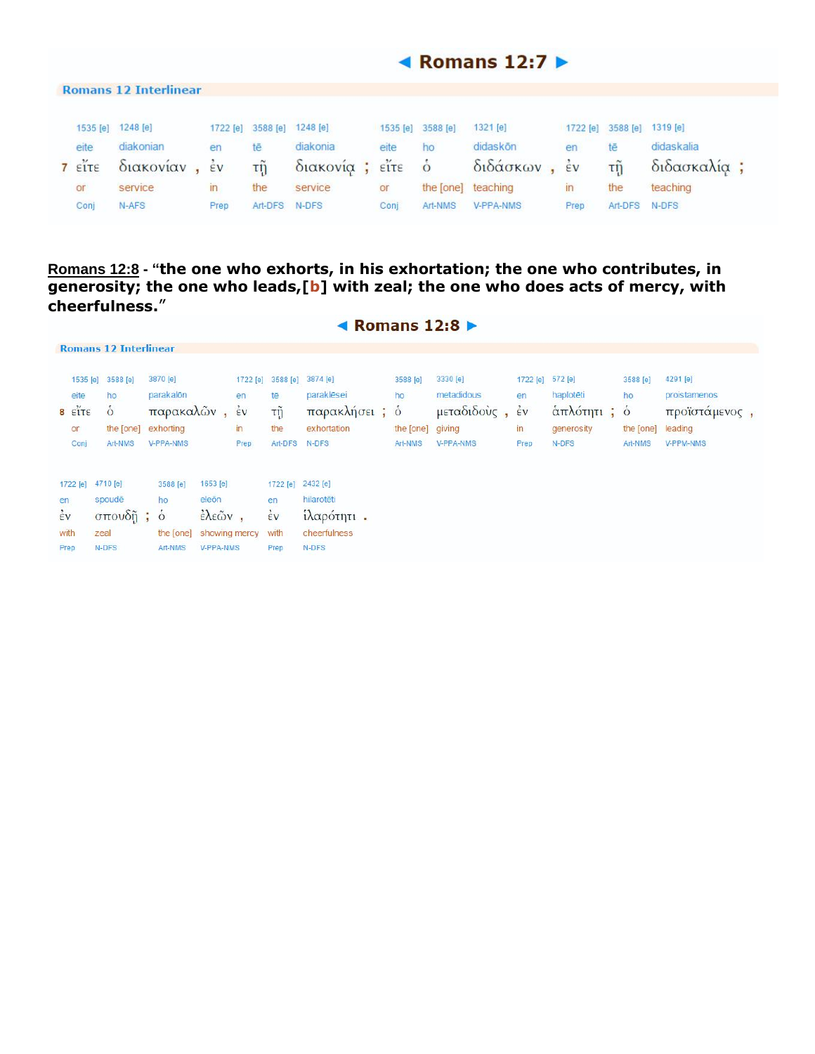## ◀ Romans 12:7 ▶

**Romans 12 Interlinear**

| | | | | | | | | | | | | |
|---|---|---|---|---|---|---|---|---|---|---|---|---|
| | 1535 [e] | 1248 [e] | 1722 [e] | 3588 [e] | 1248 [e] | 1535 [e] | 3588 [e] | 1321 [e] | 1722 [e] | 3588 [e] | 1319 [e] |
| | eite | diakonian | en | tē | diakonia | eite | ho | didaskōn | en | tē | didaskalia |
| 7 | εἴτε | διακονίαν , | ἐν | τῇ | διακονίᾳ ; | εἴτε | ὁ | διδάσκων , | ἐν | τῇ | διδασκαλίᾳ ; |
| | or | service | in | the | service | or | the [one] | teaching | in | the | teaching |
| | Conj | N-AFS | Prep | Art-DFS | N-DFS | Conj | Art-NMS | V-PPA-NMS | Prep | Art-DFS | N-DFS |

**Romans 12:8** - **“the one who exhorts, in his exhortation; the one who contributes, in generosity; the one who leads,[b] with zeal; the one who does acts of mercy, with cheerfulness.”**

## ◀ Romans 12:8 ▶

**Romans 12 Interlinear**

| | | | | | | | | | | | | | |
|---|---|---|---|---|---|---|---|---|---|---|---|---|---|
| | 1535 [e] | 3588 [e] | 3870 [e] | 1722 [e] | 3588 [e] | 3874 [e] | 3588 [e] | 3330 [e] | 1722 [e] | 572 [e] | 3588 [e] | 4291 [e] |
| | eite | ho | parakalōn | en | tē | paraklēsei | ho | metadidous | en | haplotēti | ho | proistamenos |
| 8 | εἴτε | ὁ | παρακαλῶν , | ἐν | τῇ | παρακλήσει ; | ὁ | μεταδιδοὺς , | ἐν | ἁπλότητι ; | ὁ | προϊστάμενος , |
| | or | the [one] | exhorting | in | the | exhortation | the [one] | giving | in | generosity | the [one] | leading |
| | Conj | Art-NMS | V-PPA-NMS | Prep | Art-DFS | N-DFS | Art-NMS | V-PPA-NMS | Prep | N-DFS | Art-NMS | V-PPM-NMS |

| | | | | | |
|---|---|---|---|---|---|
| 1722 [e] | 4710 [e] | 3588 [e] | 1653 [e] | 1722 [e] | 2432 [e] |
| en | spoudē | ho | eleōn | en | hilarotēti |
| ἐν | σπουδῇ ; | ὁ | ἐλεῶν , | ἐν | ἱλαρότητι . |
| with | zeal | the [one] | showing mercy | with | cheerfulness |
| Prep | N-DFS | Art-NMS | V-PPA-NMS | Prep | N-DFS |